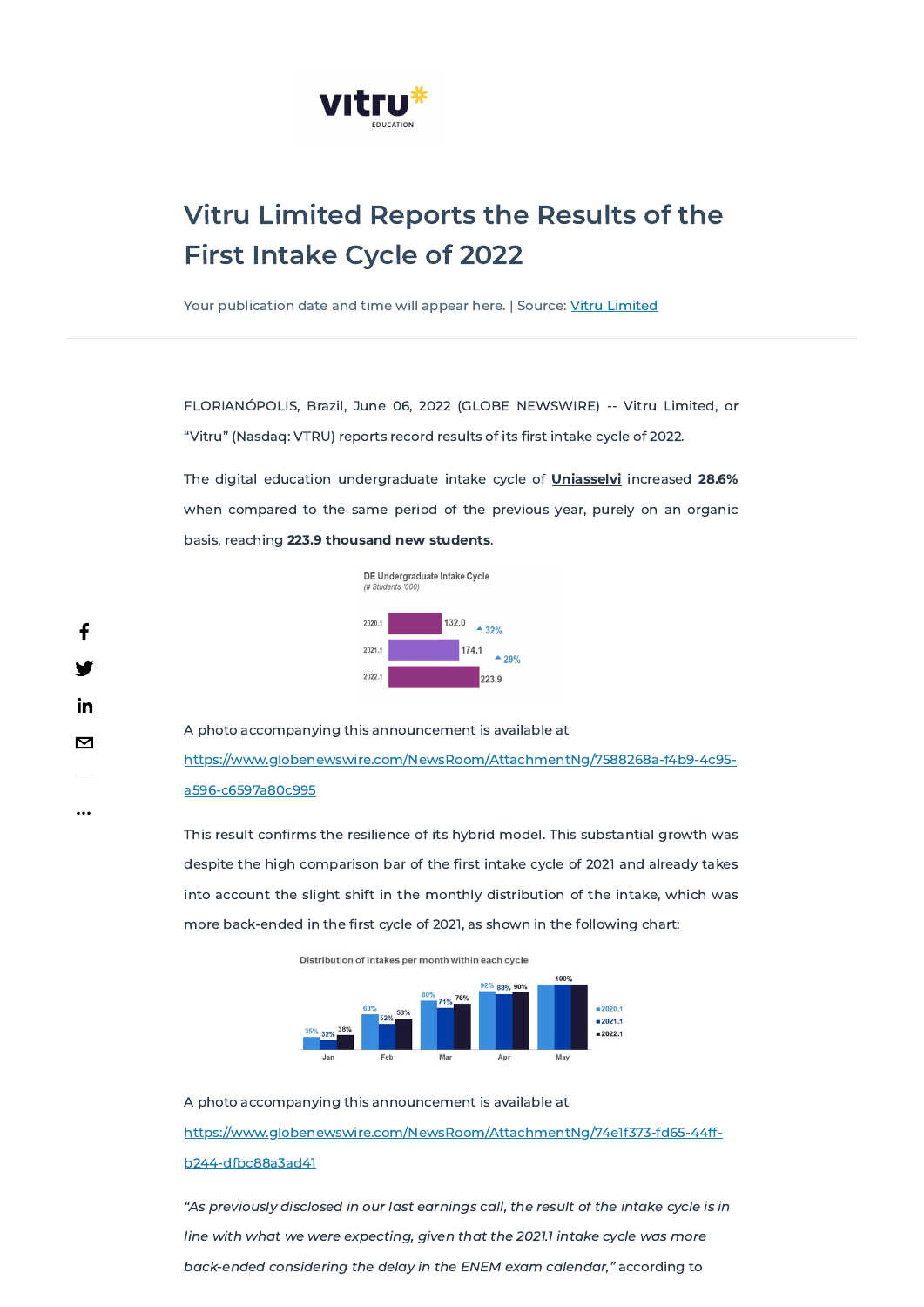# Vitru Limited Reports the Results of the First Intake Cycle of 2022

Your publication date and time will appear here. | Source: Vitru Limited

FLORIANÓPOLIS, Brazil, June 06, 2022 (GLOBE NEWSWIRE) -- Vitru Limited, or "Vitru" (Nasdaq: VTRU) reports record results of its first intake cycle of 2022.

The digital education undergraduate intake cycle of **Uniasselvi** increased **28.6%** when compared to the same period of the previous year, purely on an organic basis, reaching **223.9 thousand new students**.

A photo accompanying this announcement is available at https://www.globenewswire.com/NewsRoom/AttachmentNg/7588268a-f4b9-4c95-a596-c6597a80c995

This result confirms the resilience of its hybrid model. This substantial growth was despite the high comparison bar of the first intake cycle of 2021 and already takes into account the slight shift in the monthly distribution of the intake, which was more back-ended in the first cycle of 2021, as shown in the following chart:

A photo accompanying this announcement is available at https://www.globenewswire.com/NewsRoom/AttachmentNg/74e1f373-fd65-44ff-b244-dfbc88a3ad41

*"As previously disclosed in our last earnings call, the result of the intake cycle is in line with what we were expecting, given that the 2021.1 intake cycle was more back-ended considering the delay in the ENEM exam calendar,"* according to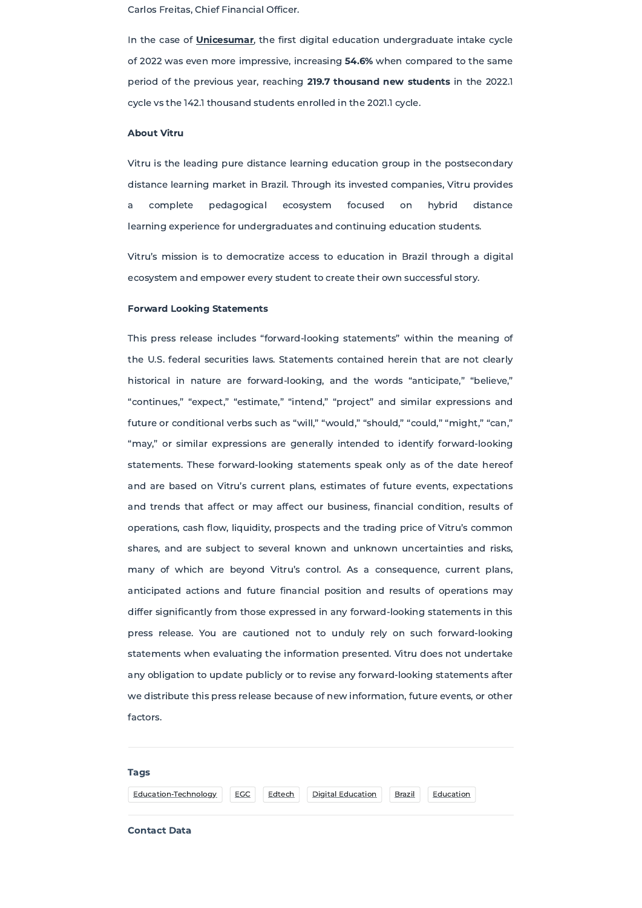Carlos Freitas, Chief Financial Officer.

In the case of **Unicesumar**, the first digital education undergraduate intake cycle of 2022 was even more impressive, increasing **54.6%** when compared to the same period of the previous year, reaching **219.7 thousand new students** in the 2022.1 cycle vs the 142.1 thousand students enrolled in the 2021.1 cycle.

**About Vitru**

Vitru is the leading pure distance learning education group in the postsecondary distance learning market in Brazil. Through its invested companies, Vitru provides a complete pedagogical ecosystem focused on hybrid distance learning experience for undergraduates and continuing education students.

Vitru's mission is to democratize access to education in Brazil through a digital ecosystem and empower every student to create their own successful story.

**Forward Looking Statements**

This press release includes "forward-looking statements" within the meaning of the U.S. federal securities laws. Statements contained herein that are not clearly historical in nature are forward-looking, and the words "anticipate," "believe," "continues," "expect," "estimate," "intend," "project" and similar expressions and future or conditional verbs such as "will," "would," "should," "could," "might," "can," "may," or similar expressions are generally intended to identify forward-looking statements. These forward-looking statements speak only as of the date hereof and are based on Vitru's current plans, estimates of future events, expectations and trends that affect or may affect our business, financial condition, results of operations, cash flow, liquidity, prospects and the trading price of Vitru's common shares, and are subject to several known and unknown uncertainties and risks, many of which are beyond Vitru's control. As a consequence, current plans, anticipated actions and future financial position and results of operations may differ significantly from those expressed in any forward-looking statements in this press release. You are cautioned not to unduly rely on such forward-looking statements when evaluating the information presented. Vitru does not undertake any obligation to update publicly or to revise any forward-looking statements after we distribute this press release because of new information, future events, or other factors.

**Tags**

Education-Technology | EGC | Edtech | Digital Education | Brazil | Education

**Contact Data**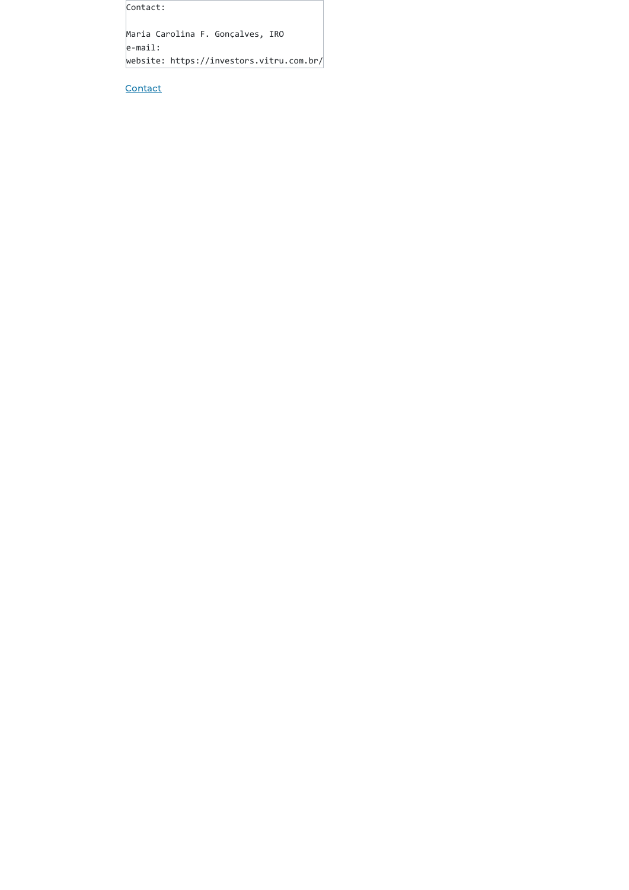```
Contact:

Maria Carolina F. Gonçalves, IRO
e-mail:
website: https://investors.vitru.com.br/
```

Contact